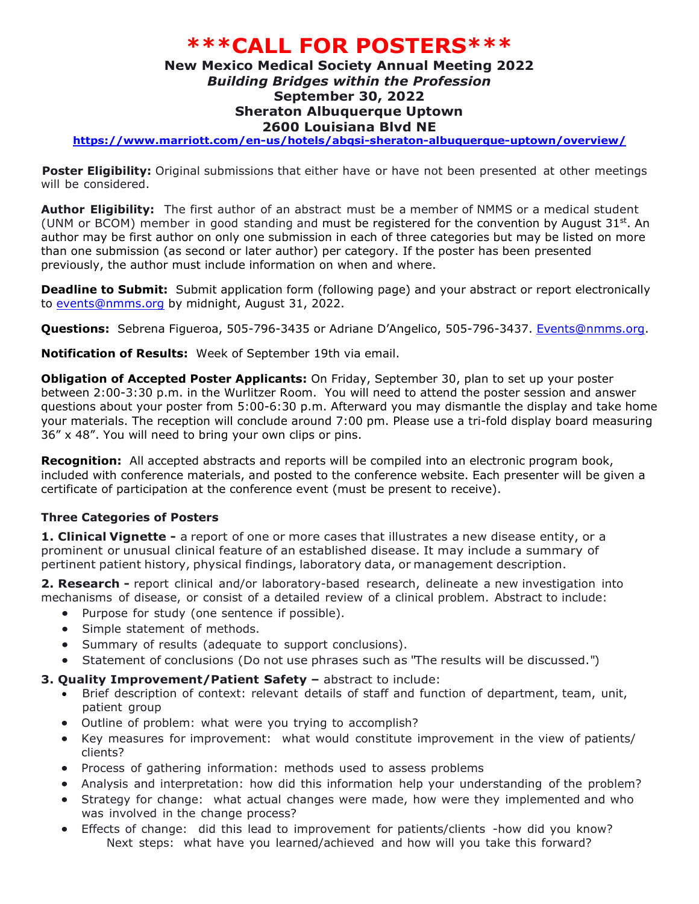# \*\*\*CALL FOR POSTERS\*\*\*

**New Mexico Medical Society Annual Meeting 2022**
***Building Bridges within the Profession***
**September 30, 2022**
**Sheraton Albuquerque Uptown**
**2600 Louisiana Blvd NE**
**https://www.marriott.com/en-us/hotels/abqsi-sheraton-albuquerque-uptown/overview/**

**Poster Eligibility:** Original submissions that either have or have not been presented at other meetings will be considered.

**Author Eligibility:** The first author of an abstract must be a member of NMMS or a medical student (UNM or BCOM) member in good standing and must be registered for the convention by August 31st. An author may be first author on only one submission in each of three categories but may be listed on more than one submission (as second or later author) per category. If the poster has been presented previously, the author must include information on when and where.

**Deadline to Submit:** Submit application form (following page) and your abstract or report electronically to events@nmms.org by midnight, August 31, 2022.

**Questions:** Sebrena Figueroa, 505-796-3435 or Adriane D'Angelico, 505-796-3437. Events@nmms.org.

**Notification of Results:** Week of September 19th via email.

**Obligation of Accepted Poster Applicants:** On Friday, September 30, plan to set up your poster between 2:00-3:30 p.m. in the Wurlitzer Room. You will need to attend the poster session and answer questions about your poster from 5:00-6:30 p.m. Afterward you may dismantle the display and take home your materials. The reception will conclude around 7:00 pm. Please use a tri-fold display board measuring 36" x 48". You will need to bring your own clips or pins.

**Recognition:** All accepted abstracts and reports will be compiled into an electronic program book, included with conference materials, and posted to the conference website. Each presenter will be given a certificate of participation at the conference event (must be present to receive).

### Three Categories of Posters

**1. Clinical Vignette -** a report of one or more cases that illustrates a new disease entity, or a prominent or unusual clinical feature of an established disease. It may include a summary of pertinent patient history, physical findings, laboratory data, or management description.

**2. Research -** report clinical and/or laboratory-based research, delineate a new investigation into mechanisms of disease, or consist of a detailed review of a clinical problem. Abstract to include:

- Purpose for study (one sentence if possible).
- Simple statement of methods.
- Summary of results (adequate to support conclusions).
- Statement of conclusions (Do not use phrases such as "The results will be discussed.")

**3. Quality Improvement/Patient Safety –** abstract to include:

- Brief description of context: relevant details of staff and function of department, team, unit, patient group
- Outline of problem: what were you trying to accomplish?
- Key measures for improvement: what would constitute improvement in the view of patients/ clients?
- Process of gathering information: methods used to assess problems
- Analysis and interpretation: how did this information help your understanding of the problem?
- Strategy for change: what actual changes were made, how were they implemented and who was involved in the change process?
- Effects of change: did this lead to improvement for patients/clients -how did you know?
  Next steps: what have you learned/achieved and how will you take this forward?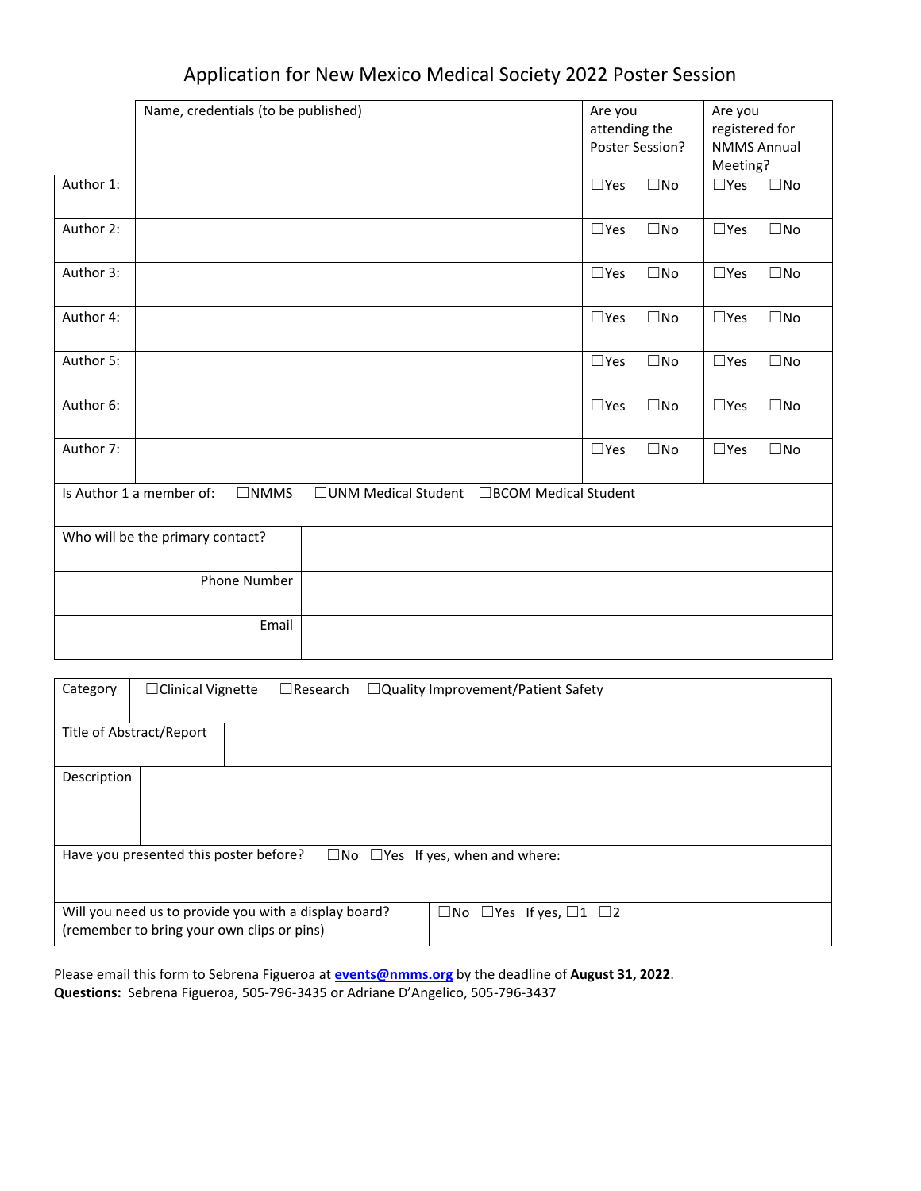# Application for New Mexico Medical Society 2022 Poster Session

| | Name, credentials (to be published) | Are you attending the Poster Session? | Are you registered for NMMS Annual Meeting? |
|---|---|---|---|
| Author 1: | | ☐Yes ☐No | ☐Yes ☐No |
| Author 2: | | ☐Yes ☐No | ☐Yes ☐No |
| Author 3: | | ☐Yes ☐No | ☐Yes ☐No |
| Author 4: | | ☐Yes ☐No | ☐Yes ☐No |
| Author 5: | | ☐Yes ☐No | ☐Yes ☐No |
| Author 6: | | ☐Yes ☐No | ☐Yes ☐No |
| Author 7: | | ☐Yes ☐No | ☐Yes ☐No |

| | |
|---|---|
| Is Author 1 a member of: ☐NMMS ☐UNM Medical Student ☐BCOM Medical Student | |
| Who will be the primary contact? | |
| Phone Number | |
| Email | |

| | |
|---|---|
| Category | ☐Clinical Vignette ☐Research ☐Quality Improvement/Patient Safety |
| Title of Abstract/Report | |
| Description | |
| Have you presented this poster before? | ☐No ☐Yes If yes, when and where: |
| Will you need us to provide you with a display board? (remember to bring your own clips or pins) | ☐No ☐Yes If yes, ☐1 ☐2 |

Please email this form to Sebrena Figueroa at **events@nmms.org** by the deadline of **August 31, 2022**.
**Questions:** Sebrena Figueroa, 505-796-3435 or Adriane D'Angelico, 505-796-3437